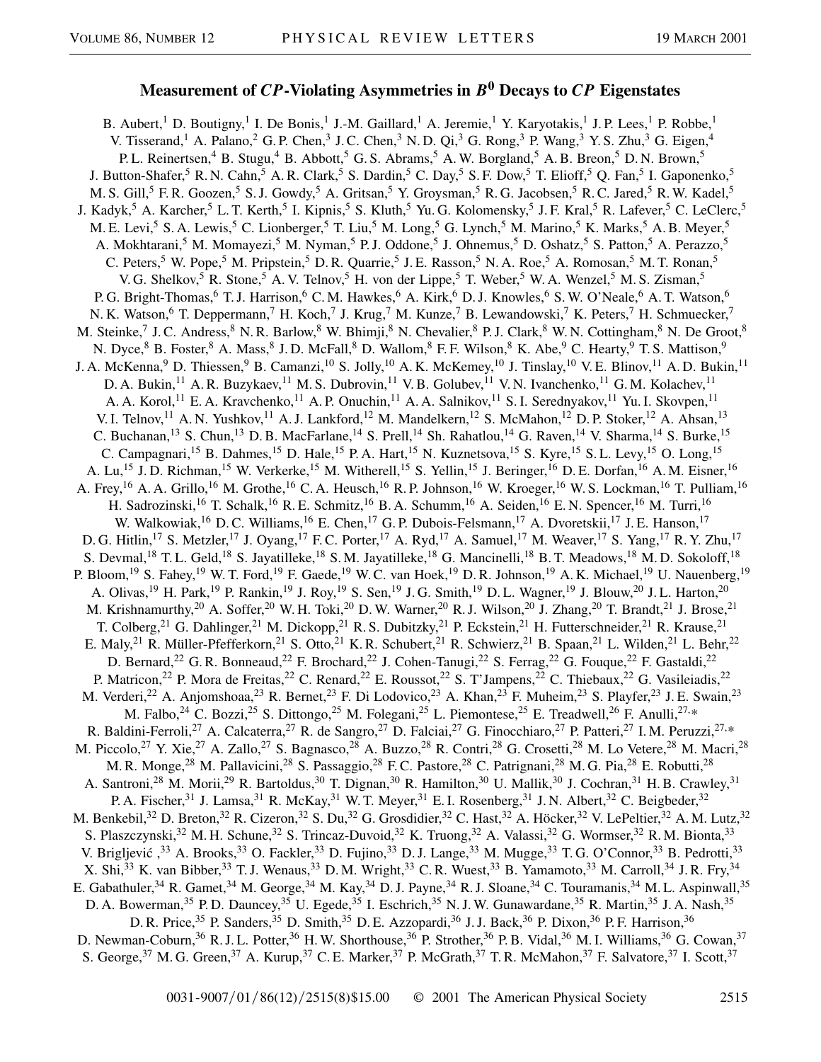# Measurement of $CP$-Violating Asymmetries in $B^0$ Decays to $CP$ Eigenstates

B. Aubert,[1] D. Boutigny,[1] I. De Bonis,[1] J.-M. Gaillard,[1] A. Jeremie,[1] Y. Karyotakis,[1] J. P. Lees,[1] P. Robbe,[1] V. Tisserand,[1] A. Palano,[2] G. P. Chen,[3] J. C. Chen,[3] N. D. Qi,[3] G. Rong,[3] P. Wang,[3] Y. S. Zhu,[3] G. Eigen,[4] P. L. Reinertsen,[4] B. Stugu,[4] B. Abbott,[5] G. S. Abrams,[5] A. W. Borgland,[5] A. B. Breon,[5] D. N. Brown,[5] J. Button-Shafer,[5] R. N. Cahn,[5] A. R. Clark,[5] S. Dardin,[5] C. Day,[5] S. F. Dow,[5] T. Elioff,[5] Q. Fan,[5] I. Gaponenko,[5] M. S. Gill,[5] F. R. Goozen,[5] S. J. Gowdy,[5] A. Gritsan,[5] Y. Groysman,[5] R. G. Jacobsen,[5] R. C. Jared,[5] R. W. Kadel,[5] J. Kadyk,[5] A. Karcher,[5] L. T. Kerth,[5] I. Kipnis,[5] S. Kluth,[5] Yu. G. Kolomensky,[5] J. F. Kral,[5] R. Lafever,[5] C. LeClerc,[5] M. E. Levi,[5] S. A. Lewis,[5] C. Lionberger,[5] T. Liu,[5] M. Long,[5] G. Lynch,[5] M. Marino,[5] K. Marks,[5] A. B. Meyer,[5] A. Mokhtarani,[5] M. Momayezi,[5] M. Nyman,[5] P. J. Oddone,[5] J. Ohnemus,[5] D. Oshatz,[5] S. Patton,[5] A. Perazzo,[5] C. Peters,[5] W. Pope,[5] M. Pripstein,[5] D. R. Quarrie,[5] J. E. Rasson,[5] N. A. Roe,[5] A. Romosan,[5] M. T. Ronan,[5] V. G. Shelkov,[5] R. Stone,[5] A. V. Telnov,[5] H. von der Lippe,[5] T. Weber,[5] W. A. Wenzel,[5] M. S. Zisman,[5] P. G. Bright-Thomas,[6] T. J. Harrison,[6] C. M. Hawkes,[6] A. Kirk,[6] D. J. Knowles,[6] S. W. O'Neale,[6] A. T. Watson,[6] N. K. Watson,[6] T. Deppermann,[7] H. Koch,[7] J. Krug,[7] M. Kunze,[7] B. Lewandowski,[7] K. Peters,[7] H. Schmuecker,[7] M. Steinke,[7] J. C. Andress,[8] N. R. Barlow,[8] W. Bhimji,[8] N. Chevalier,[8] P. J. Clark,[8] W. N. Cottingham,[8] N. De Groot,[8] N. Dyce,[8] B. Foster,[8] A. Mass,[8] J. D. McFall,[8] D. Wallom,[8] F. F. Wilson,[8] K. Abe,[9] C. Hearty,[9] T. S. Mattison,[9] J. A. McKenna,[9] D. Thiessen,[9] B. Camanzi,[10] S. Jolly,[10] A. K. McKemey,[10] J. Tinslay,[10] V. E. Blinov,[11] A. D. Bukin,[11] D. A. Bukin,[11] A. R. Buzykaev,[11] M. S. Dubrovin,[11] V. B. Golubev,[11] V. N. Ivanchenko,[11] G. M. Kolachev,[11] A. A. Korol,[11] E. A. Kravchenko,[11] A. P. Onuchin,[11] A. A. Salnikov,[11] S. I. Serednyakov,[11] Yu. I. Skovpen,[11] V. I. Telnov,[11] A. N. Yushkov,[11] A. J. Lankford,[12] M. Mandelkern,[12] S. McMahon,[12] D. P. Stoker,[12] A. Ahsan,[13] C. Buchanan,[13] S. Chun,[13] D. B. MacFarlane,[14] S. Prell,[14] Sh. Rahatlou,[14] G. Raven,[14] V. Sharma,[14] S. Burke,[15] C. Campagnari,[15] B. Dahmes,[15] D. Hale,[15] P. A. Hart,[15] N. Kuznetsova,[15] S. Kyre,[15] S. L. Levy,[15] O. Long,[15] A. Lu,[15] J. D. Richman,[15] W. Verkerke,[15] M. Witherell,[15] S. Yellin,[15] J. Beringer,[16] D. E. Dorfan,[16] A. M. Eisner,[16] A. Frey,[16] A. A. Grillo,[16] M. Grothe,[16] C. A. Heusch,[16] R. P. Johnson,[16] W. Kroeger,[16] W. S. Lockman,[16] T. Pulliam,[16] H. Sadrozinski,[16] T. Schalk,[16] R. E. Schmitz,[16] B. A. Schumm,[16] A. Seiden,[16] E. N. Spencer,[16] M. Turri,[16] W. Walkowiak,[16] D. C. Williams,[16] E. Chen,[17] G. P. Dubois-Felsmann,[17] A. Dvoretskii,[17] J. E. Hanson,[17] D. G. Hitlin,[17] S. Metzler,[17] J. Oyang,[17] F. C. Porter,[17] A. Ryd,[17] A. Samuel,[17] M. Weaver,[17] S. Yang,[17] R. Y. Zhu,[17] S. Devmal,[18] T. L. Geld,[18] S. Jayatilleke,[18] S. M. Jayatilleke,[18] G. Mancinelli,[18] B. T. Meadows,[18] M. D. Sokoloff,[18] P. Bloom,[19] S. Fahey,[19] W. T. Ford,[19] F. Gaede,[19] W. C. van Hoek,[19] D. R. Johnson,[19] A. K. Michael,[19] U. Nauenberg,[19] A. Olivas,[19] H. Park,[19] P. Rankin,[19] J. Roy,[19] S. Sen,[19] J. G. Smith,[19] D. L. Wagner,[19] J. Blouw,[20] J. L. Harton,[20] M. Krishnamurthy,[20] A. Soffer,[20] W. H. Toki,[20] D. W. Warner,[20] R. J. Wilson,[20] J. Zhang,[20] T. Brandt,[21] J. Brose,[21] T. Colberg,[21] G. Dahlinger,[21] M. Dickopp,[21] R. S. Dubitzky,[21] P. Eckstein,[21] H. Futterschneider,[21] R. Krause,[21] E. Maly,[21] R. Müller-Pfefferkorn,[21] S. Otto,[21] K. R. Schubert,[21] R. Schwierz,[21] B. Spaan,[21] L. Wilden,[21] L. Behr,[22] D. Bernard,[22] G. R. Bonneaud,[22] F. Brochard,[22] J. Cohen-Tanugi,[22] S. Ferrag,[22] G. Fouque,[22] F. Gastaldi,[22] P. Matricon,[22] P. Mora de Freitas,[22] C. Renard,[22] E. Roussot,[22] S. T'Jampens,[22] C. Thiebaux,[22] G. Vasileiadis,[22] M. Verderi,[22] A. Anjomshoaa,[23] R. Bernet,[23] F. Di Lodovico,[23] A. Khan,[23] F. Muheim,[23] S. Playfer,[23] J. E. Swain,[23] M. Falbo,[24] C. Bozzi,[25] S. Dittongo,[25] M. Folegani,[25] L. Piemontese,[25] E. Treadwell,[26] F. Anulli,[27,*] R. Baldini-Ferroli,[27] A. Calcaterra,[27] R. de Sangro,[27] D. Falciai,[27] G. Finocchiaro,[27] P. Patteri,[27] I. M. Peruzzi,[27,*] M. Piccolo,[27] Y. Xie,[27] A. Zallo,[27] S. Bagnasco,[28] A. Buzzo,[28] R. Contri,[28] G. Crosetti,[28] M. Lo Vetere,[28] M. Macri,[28] M. R. Monge,[28] M. Pallavicini,[28] S. Passaggio,[28] F. C. Pastore,[28] C. Patrignani,[28] M. G. Pia,[28] E. Robutti,[28] A. Santroni,[28] M. Morii,[29] R. Bartoldus,[30] T. Dignan,[30] R. Hamilton,[30] U. Mallik,[30] J. Cochran,[31] H. B. Crawley,[31] P. A. Fischer,[31] J. Lamsa,[31] R. McKay,[31] W. T. Meyer,[31] E. I. Rosenberg,[31] J. N. Albert,[32] C. Beigbeder,[32] M. Benkebil,[32] D. Breton,[32] R. Cizeron,[32] S. Du,[32] G. Grosdidier,[32] C. Hast,[32] A. Höcker,[32] V. LePeltier,[32] A. M. Lutz,[32] S. Plaszczynski,[32] M. H. Schune,[32] S. Trincaz-Duvoid,[32] K. Truong,[32] A. Valassi,[32] G. Wormser,[32] R. M. Bionta,[33] V. Brigljević,[33] A. Brooks,[33] O. Fackler,[33] D. Fujino,[33] D. J. Lange,[33] M. Mugge,[33] T. G. O'Connor,[33] B. Pedrotti,[33] X. Shi,[33] K. van Bibber,[33] T. J. Wenaus,[33] D. M. Wright,[33] C. R. Wuest,[33] B. Yamamoto,[33] M. Carroll,[34] J. R. Fry,[34] E. Gabathuler,[34] R. Gamet,[34] M. George,[34] M. Kay,[34] D. J. Payne,[34] R. J. Sloane,[34] C. Touramanis,[34] M. L. Aspinwall,[35] D. A. Bowerman,[35] P. D. Dauncey,[35] U. Egede,[35] I. Eschrich,[35] N. J. W. Gunawardane,[35] R. Martin,[35] J. A. Nash,[35] D. R. Price,[35] P. Sanders,[35] D. Smith,[35] D. E. Azzopardi,[36] J. J. Back,[36] P. Dixon,[36] P. F. Harrison,[36] D. Newman-Coburn,[36] R. J. L. Potter,[36] H. W. Shorthouse,[36] P. Strother,[36] P. B. Vidal,[36] M. I. Williams,[36] G. Cowan,[37] S. George,[37] M. G. Green,[37] A. Kurup,[37] C. E. Marker,[37] P. McGrath,[37] T. R. McMahon,[37] F. Salvatore,[37] I. Scott,[37]

0031-9007/01/86(12)/2515(8)$15.00 © 2001 The American Physical Society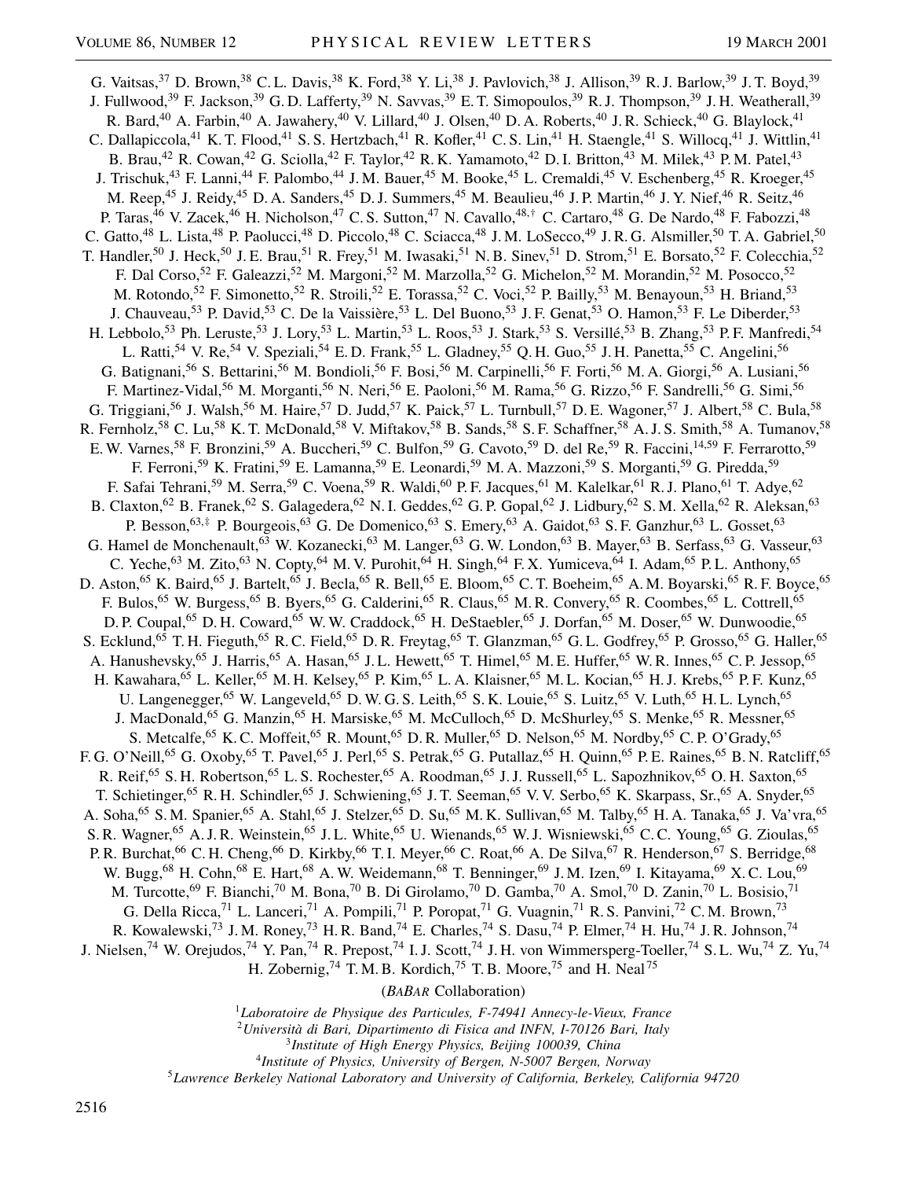G. Vaitsas,[37] D. Brown,[38] C. L. Davis,[38] K. Ford,[38] Y. Li,[38] J. Pavlovich,[38] J. Allison,[39] R. J. Barlow,[39] J. T. Boyd,[39] J. Fullwood,[39] F. Jackson,[39] G. D. Lafferty,[39] N. Savvas,[39] E. T. Simopoulos,[39] R. J. Thompson,[39] J. H. Weatherall,[39] R. Bard,[40] A. Farbin,[40] A. Jawahery,[40] V. Lillard,[40] J. Olsen,[40] D. A. Roberts,[40] J. R. Schieck,[40] G. Blaylock,[41] C. Dallapiccola,[41] K. T. Flood,[41] S. S. Hertzbach,[41] R. Kofler,[41] C. S. Lin,[41] H. Staengle,[41] S. Willocq,[41] J. Wittlin,[41] B. Brau,[42] R. Cowan,[42] G. Sciolla,[42] F. Taylor,[42] R. K. Yamamoto,[42] D. I. Britton,[43] M. Milek,[43] P. M. Patel,[43] J. Trischuk,[43] F. Lanni,[44] F. Palombo,[44] J. M. Bauer,[45] M. Booke,[45] L. Cremaldi,[45] V. Eschenberg,[45] R. Kroeger,[45] M. Reep,[45] J. Reidy,[45] D. A. Sanders,[45] D. J. Summers,[45] M. Beaulieu,[46] J. P. Martin,[46] J. Y. Nief,[46] R. Seitz,[46] P. Taras,[46] V. Zacek,[46] H. Nicholson,[47] C. S. Sutton,[47] N. Cavallo,[48,†] C. Cartaro,[48] G. De Nardo,[48] F. Fabozzi,[48] C. Gatto,[48] L. Lista,[48] P. Paolucci,[48] D. Piccolo,[48] C. Sciacca,[48] J. M. LoSecco,[49] J. R. G. Alsmiller,[50] T. A. Gabriel,[50] T. Handler,[50] J. Heck,[50] J. E. Brau,[51] R. Frey,[51] M. Iwasaki,[51] N. B. Sinev,[51] D. Strom,[51] E. Borsato,[52] F. Colecchia,[52] F. Dal Corso,[52] F. Galeazzi,[52] M. Margoni,[52] M. Marzolla,[52] G. Michelon,[52] M. Morandin,[52] M. Posocco,[52] M. Rotondo,[52] F. Simonetto,[52] R. Stroili,[52] E. Torassa,[52] C. Voci,[52] P. Bailly,[53] M. Benayoun,[53] H. Briand,[53] J. Chauveau,[53] P. David,[53] C. De la Vaissière,[53] L. Del Buono,[53] J. F. Genat,[53] O. Hamon,[53] F. Le Diberder,[53] H. Lebbolo,[53] Ph. Leruste,[53] J. Lory,[53] L. Martin,[53] L. Roos,[53] J. Stark,[53] S. Versillé,[53] B. Zhang,[53] P. F. Manfredi,[54] L. Ratti,[54] V. Re,[54] V. Speziali,[54] E. D. Frank,[55] L. Gladney,[55] Q. H. Guo,[55] J. H. Panetta,[55] C. Angelini,[56] G. Batignani,[56] S. Bettarini,[56] M. Bondioli,[56] F. Bosi,[56] M. Carpinelli,[56] F. Forti,[56] M. A. Giorgi,[56] A. Lusiani,[56] F. Martinez-Vidal,[56] M. Morganti,[56] N. Neri,[56] E. Paoloni,[56] M. Rama,[56] G. Rizzo,[56] F. Sandrelli,[56] G. Simi,[56] G. Triggiani,[56] J. Walsh,[56] M. Haire,[57] D. Judd,[57] K. Paick,[57] L. Turnbull,[57] D. E. Wagoner,[57] J. Albert,[58] C. Bula,[58] R. Fernholz,[58] C. Lu,[58] K. T. McDonald,[58] V. Miftakov,[58] B. Sands,[58] S. F. Schaffner,[58] A. J. S. Smith,[58] A. Tumanov,[58] E. W. Varnes,[58] F. Bronzini,[59] A. Buccheri,[59] C. Bulfon,[59] G. Cavoto,[59] D. del Re,[59] R. Faccini,[14,59] F. Ferrarotto,[59] F. Ferroni,[59] K. Fratini,[59] E. Lamanna,[59] E. Leonardi,[59] M. A. Mazzoni,[59] S. Morganti,[59] G. Piredda,[59] F. Safai Tehrani,[59] M. Serra,[59] C. Voena,[59] R. Waldi,[60] P. F. Jacques,[61] M. Kalelkar,[61] R. J. Plano,[61] T. Adye,[62] B. Claxton,[62] B. Franek,[62] S. Galagedera,[62] N. I. Geddes,[62] G. P. Gopal,[62] J. Lidbury,[62] S. M. Xella,[62] R. Aleksan,[63] P. Besson,[63,‡] P. Bourgeois,[63] G. De Domenico,[63] S. Emery,[63] A. Gaidot,[63] S. F. Ganzhur,[63] L. Gosset,[63] G. Hamel de Monchenault,[63] W. Kozanecki,[63] M. Langer,[63] G. W. London,[63] B. Mayer,[63] B. Serfass,[63] G. Vasseur,[63] C. Yeche,[63] M. Zito,[63] N. Copty,[64] M. V. Purohit,[64] H. Singh,[64] F. X. Yumiceva,[64] I. Adam,[65] P. L. Anthony,[65] D. Aston,[65] K. Baird,[65] J. Bartelt,[65] J. Becla,[65] R. Bell,[65] E. Bloom,[65] C. T. Boeheim,[65] A. M. Boyarski,[65] R. F. Boyce,[65] F. Bulos,[65] W. Burgess,[65] B. Byers,[65] G. Calderini,[65] R. Claus,[65] M. R. Convery,[65] R. Coombes,[65] L. Cottrell,[65] D. P. Coupal,[65] D. H. Coward,[65] W. W. Craddock,[65] H. DeStaebler,[65] J. Dorfan,[65] M. Doser,[65] W. Dunwoodie,[65] S. Ecklund,[65] T. H. Fieguth,[65] R. C. Field,[65] D. R. Freytag,[65] T. Glanzman,[65] G. L. Godfrey,[65] P. Grosso,[65] G. Haller,[65] A. Hanushevsky,[65] J. Harris,[65] A. Hasan,[65] J. L. Hewett,[65] T. Himel,[65] M. E. Huffer,[65] W. R. Innes,[65] C. P. Jessop,[65] H. Kawahara,[65] L. Keller,[65] M. H. Kelsey,[65] P. Kim,[65] L. A. Klaisner,[65] M. L. Kocian,[65] H. J. Krebs,[65] P. F. Kunz,[65] U. Langenegger,[65] W. Langeveld,[65] D. W. G. S. Leith,[65] S. K. Louie,[65] S. Luitz,[65] V. Luth,[65] H. L. Lynch,[65] J. MacDonald,[65] G. Manzin,[65] H. Marsiske,[65] M. McCulloch,[65] D. McShurley,[65] S. Menke,[65] R. Messner,[65] S. Metcalfe,[65] K. C. Moffeit,[65] R. Mount,[65] D. R. Muller,[65] D. Nelson,[65] M. Nordby,[65] C. P. O'Grady,[65] F. G. O'Neill,[65] G. Oxoby,[65] T. Pavel,[65] J. Perl,[65] S. Petrak,[65] G. Putallaz,[65] H. Quinn,[65] P. E. Raines,[65] B. N. Ratcliff,[65] R. Reif,[65] S. H. Robertson,[65] L. S. Rochester,[65] A. Roodman,[65] J. J. Russell,[65] L. Sapozhnikov,[65] O. H. Saxton,[65] T. Schietinger,[65] R. H. Schindler,[65] J. Schwiening,[65] J. T. Seeman,[65] V. V. Serbo,[65] K. Skarpass, Sr.,[65] A. Snyder,[65] A. Soha,[65] S. M. Spanier,[65] A. Stahl,[65] J. Stelzer,[65] D. Su,[65] M. K. Sullivan,[65] M. Talby,[65] H. A. Tanaka,[65] J. Va'vra,[65] S. R. Wagner,[65] A. J. R. Weinstein,[65] J. L. White,[65] U. Wienands,[65] W. J. Wisniewski,[65] C. C. Young,[65] G. Zioulas,[65] P. R. Burchat,[66] C. H. Cheng,[66] D. Kirkby,[66] T. I. Meyer,[66] C. Roat,[66] A. De Silva,[67] R. Henderson,[67] S. Berridge,[68] W. Bugg,[68] H. Cohn,[68] E. Hart,[68] A. W. Weidemann,[68] T. Benninger,[69] J. M. Izen,[69] I. Kitayama,[69] X. C. Lou,[69] M. Turcotte,[69] F. Bianchi,[70] M. Bona,[70] B. Di Girolamo,[70] D. Gamba,[70] A. Smol,[70] D. Zanin,[70] L. Bosisio,[71] G. Della Ricca,[71] L. Lanceri,[71] A. Pompili,[71] P. Poropat,[71] G. Vuagnin,[71] R. S. Panvini,[72] C. M. Brown,[73] R. Kowalewski,[73] J. M. Roney,[73] H. R. Band,[74] E. Charles,[74] S. Dasu,[74] P. Elmer,[74] H. Hu,[74] J. R. Johnson,[74] J. Nielsen,[74] W. Orejudos,[74] Y. Pan,[74] R. Prepost,[74] I. J. Scott,[74] J. H. von Wimmersperg-Toeller,[74] S. L. Wu,[74] Z. Yu,[74] H. Zobernig,[74] T. M. B. Kordich,[75] T. B. Moore,[75] and H. Neal[75]

(*BABAR* Collaboration)

[1]*Laboratoire de Physique des Particules, F-74941 Annecy-le-Vieux, France*
[2]*Università di Bari, Dipartimento di Fisica and INFN, I-70126 Bari, Italy*
[3]*Institute of High Energy Physics, Beijing 100039, China*
[4]*Institute of Physics, University of Bergen, N-5007 Bergen, Norway*
[5]*Lawrence Berkeley National Laboratory and University of California, Berkeley, California 94720*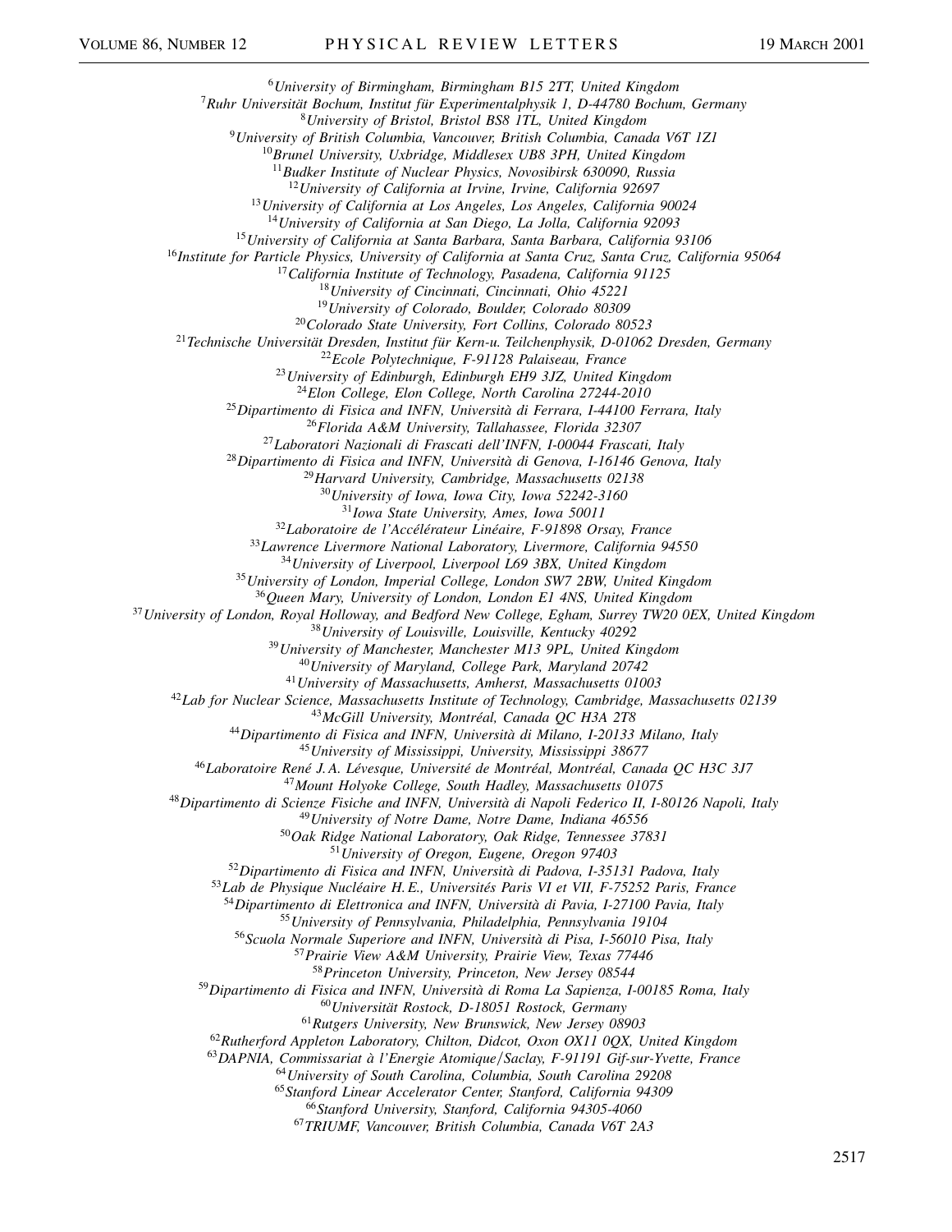[6]University of Birmingham, Birmingham B15 2TT, United Kingdom

[7]Ruhr Universität Bochum, Institut für Experimentalphysik 1, D-44780 Bochum, Germany

[8]University of Bristol, Bristol BS8 1TL, United Kingdom

[9]University of British Columbia, Vancouver, British Columbia, Canada V6T 1Z1

[10]Brunel University, Uxbridge, Middlesex UB8 3PH, United Kingdom

[11]Budker Institute of Nuclear Physics, Novosibirsk 630090, Russia

[12]University of California at Irvine, Irvine, California 92697

[13]University of California at Los Angeles, Los Angeles, California 90024

[14]University of California at San Diego, La Jolla, California 92093

[15]University of California at Santa Barbara, Santa Barbara, California 93106

[16]Institute for Particle Physics, University of California at Santa Cruz, Santa Cruz, California 95064

[17]California Institute of Technology, Pasadena, California 91125

[18]University of Cincinnati, Cincinnati, Ohio 45221

[19]University of Colorado, Boulder, Colorado 80309

[20]Colorado State University, Fort Collins, Colorado 80523

[21]Technische Universität Dresden, Institut für Kern-u. Teilchenphysik, D-01062 Dresden, Germany

[22]Ecole Polytechnique, F-91128 Palaiseau, France

[23]University of Edinburgh, Edinburgh EH9 3JZ, United Kingdom

[24]Elon College, Elon College, North Carolina 27244-2010

[25]Dipartimento di Fisica and INFN, Università di Ferrara, I-44100 Ferrara, Italy

[26]Florida A&M University, Tallahassee, Florida 32307

[27]Laboratori Nazionali di Frascati dell'INFN, I-00044 Frascati, Italy

[28]Dipartimento di Fisica and INFN, Università di Genova, I-16146 Genova, Italy

[29]Harvard University, Cambridge, Massachusetts 02138

[30]University of Iowa, Iowa City, Iowa 52242-3160

[31]Iowa State University, Ames, Iowa 50011

[32]Laboratoire de l'Accélérateur Linéaire, F-91898 Orsay, France

[33]Lawrence Livermore National Laboratory, Livermore, California 94550

[34]University of Liverpool, Liverpool L69 3BX, United Kingdom

[35]University of London, Imperial College, London SW7 2BW, United Kingdom

[36]Queen Mary, University of London, London E1 4NS, United Kingdom

[37]University of London, Royal Holloway, and Bedford New College, Egham, Surrey TW20 0EX, United Kingdom

[38]University of Louisville, Louisville, Kentucky 40292

[39]University of Manchester, Manchester M13 9PL, United Kingdom

[40]University of Maryland, College Park, Maryland 20742

[41]University of Massachusetts, Amherst, Massachusetts 01003

[42]Lab for Nuclear Science, Massachusetts Institute of Technology, Cambridge, Massachusetts 02139

[43]McGill University, Montréal, Canada QC H3A 2T8

[44]Dipartimento di Fisica and INFN, Università di Milano, I-20133 Milano, Italy

[45]University of Mississippi, University, Mississippi 38677

[46]Laboratoire René J. A. Lévesque, Université de Montréal, Montréal, Canada QC H3C 3J7

[47]Mount Holyoke College, South Hadley, Massachusetts 01075

[48]Dipartimento di Scienze Fisiche and INFN, Università di Napoli Federico II, I-80126 Napoli, Italy

[49]University of Notre Dame, Notre Dame, Indiana 46556

[50]Oak Ridge National Laboratory, Oak Ridge, Tennessee 37831

[51]University of Oregon, Eugene, Oregon 97403

[52]Dipartimento di Fisica and INFN, Università di Padova, I-35131 Padova, Italy

[53]Lab de Physique Nucléaire H. E., Universités Paris VI et VII, F-75252 Paris, France

[54]Dipartimento di Elettronica and INFN, Università di Pavia, I-27100 Pavia, Italy

[55]University of Pennsylvania, Philadelphia, Pennsylvania 19104

[56]Scuola Normale Superiore and INFN, Università di Pisa, I-56010 Pisa, Italy

[57]Prairie View A&M University, Prairie View, Texas 77446

[58]Princeton University, Princeton, New Jersey 08544

[59]Dipartimento di Fisica and INFN, Università di Roma La Sapienza, I-00185 Roma, Italy

[60]Universität Rostock, D-18051 Rostock, Germany

[61]Rutgers University, New Brunswick, New Jersey 08903

[62]Rutherford Appleton Laboratory, Chilton, Didcot, Oxon OX11 0QX, United Kingdom

[63]DAPNIA, Commissariat à l'Energie Atomique/Saclay, F-91191 Gif-sur-Yvette, France

[64]University of South Carolina, Columbia, South Carolina 29208

[65]Stanford Linear Accelerator Center, Stanford, California 94309

[66]Stanford University, Stanford, California 94305-4060

[67]TRIUMF, Vancouver, British Columbia, Canada V6T 2A3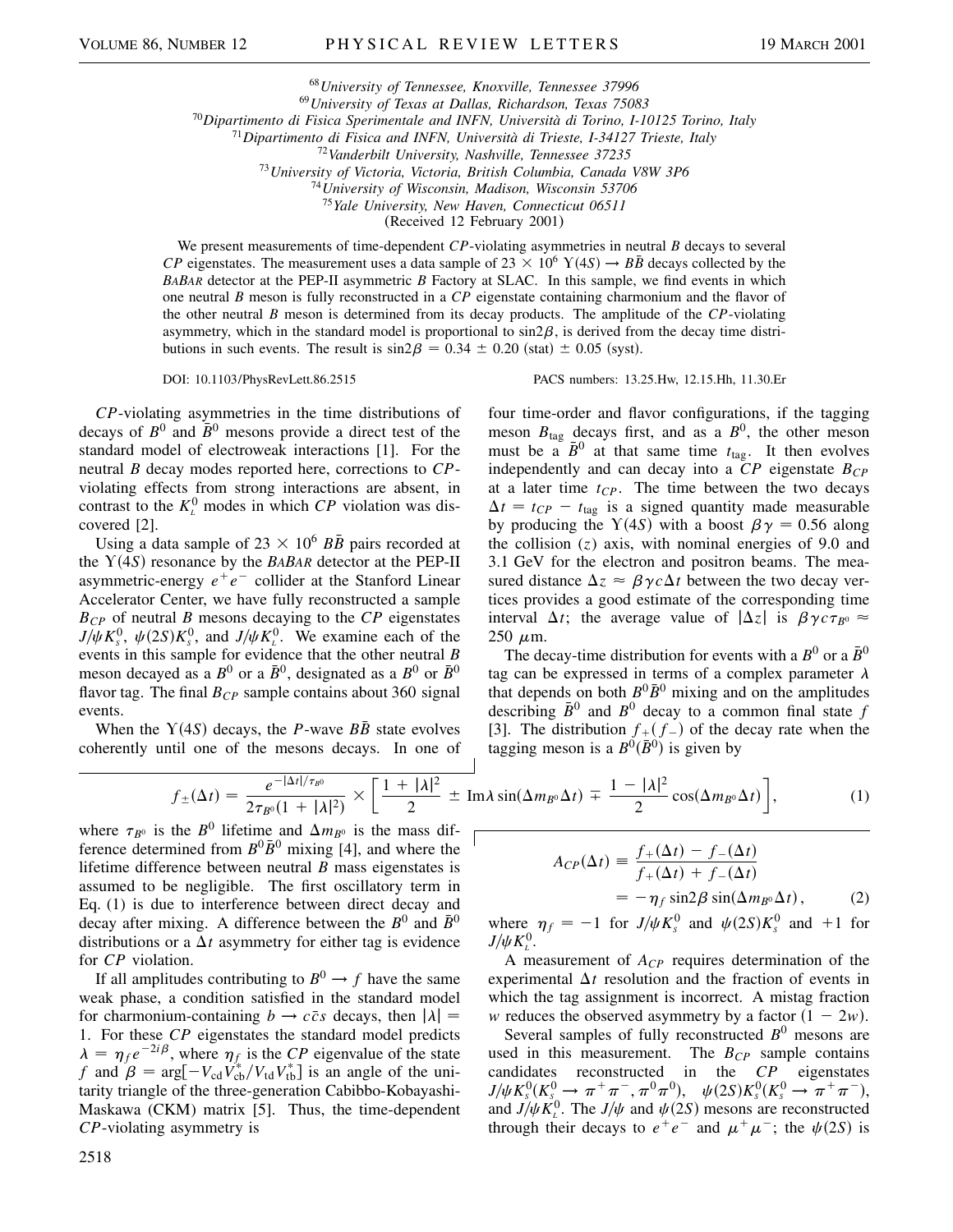[68]University of Tennessee, Knoxville, Tennessee 37996
[69]University of Texas at Dallas, Richardson, Texas 75083
[70]Dipartimento di Fisica Sperimentale and INFN, Università di Torino, I-10125 Torino, Italy
[71]Dipartimento di Fisica and INFN, Università di Trieste, I-34127 Trieste, Italy
[72]Vanderbilt University, Nashville, Tennessee 37235
[73]University of Victoria, Victoria, British Columbia, Canada V8W 3P6
[74]University of Wisconsin, Madison, Wisconsin 53706
[75]Yale University, New Haven, Connecticut 06511

(Received 12 February 2001)

We present measurements of time-dependent *CP*-violating asymmetries in neutral *B* decays to several *CP* eigenstates. The measurement uses a data sample of $23 \times 10^6$ $\Upsilon(4S) \to B\bar{B}$ decays collected by the BABAR detector at the PEP-II asymmetric *B* Factory at SLAC. In this sample, we find events in which one neutral *B* meson is fully reconstructed in a *CP* eigenstate containing charmonium and the flavor of the other neutral *B* meson is determined from its decay products. The amplitude of the *CP*-violating asymmetry, which in the standard model is proportional to $\sin 2\beta$, is derived from the decay time distributions in such events. The result is $\sin 2\beta = 0.34 \pm 0.20$ (stat) $\pm$ 0.05 (syst).

DOI: 10.1103/PhysRevLett.86.2515    PACS numbers: 13.25.Hw, 12.15.Hh, 11.30.Er

*CP*-violating asymmetries in the time distributions of decays of $B^0$ and $\bar{B}^0$ mesons provide a direct test of the standard model of electroweak interactions [1]. For the neutral *B* decay modes reported here, corrections to *CP*-violating effects from strong interactions are absent, in contrast to the $K_L^0$ modes in which *CP* violation was discovered [2].

Using a data sample of $23 \times 10^6$ $B\bar{B}$ pairs recorded at the $\Upsilon(4S)$ resonance by the BABAR detector at the PEP-II asymmetric-energy $e^+e^-$ collider at the Stanford Linear Accelerator Center, we have fully reconstructed a sample $B_{CP}$ of neutral *B* mesons decaying to the *CP* eigenstates $J/\psi K_S^0$, $\psi(2S)K_S^0$, and $J/\psi K_L^0$. We examine each of the events in this sample for evidence that the other neutral *B* meson decayed as a $B^0$ or a $\bar{B}^0$, designated as a $B^0$ or $\bar{B}^0$ flavor tag. The final $B_{CP}$ sample contains about 360 signal events.

When the $\Upsilon(4S)$ decays, the *P*-wave $B\bar{B}$ state evolves coherently until one of the mesons decays. In one of four time-order and flavor configurations, if the tagging meson $B_{\text{tag}}$ decays first, and as a $B^0$, the other meson must be a $\bar{B}^0$ at that same time $t_{\text{tag}}$. It then evolves independently and can decay into a *CP* eigenstate $B_{CP}$ at a later time $t_{CP}$. The time between the two decays $\Delta t = t_{CP} - t_{\text{tag}}$ is a signed quantity made measurable by producing the $\Upsilon(4S)$ with a boost $\beta\gamma = 0.56$ along the collision ($z$) axis, with nominal energies of 9.0 and 3.1 GeV for the electron and positron beams. The measured distance $\Delta z \approx \beta\gamma c \Delta t$ between the two decay vertices provides a good estimate of the corresponding time interval $\Delta t$; the average value of $|\Delta z|$ is $\beta\gamma c\tau_{B^0} \approx 250$ $\mu$m.

The decay-time distribution for events with a $B^0$ or a $\bar{B}^0$ tag can be expressed in terms of a complex parameter $\lambda$ that depends on both $B^0\bar{B}^0$ mixing and on the amplitudes describing $\bar{B}^0$ and $B^0$ decay to a common final state $f$ [3]. The distribution $f_+(f_-)$ of the decay rate when the tagging meson is a $B^0(\bar{B}^0)$ is given by

$$f_{\pm}(\Delta t) = \frac{e^{-|\Delta t|/\tau_{B^0}}}{2\tau_{B^0}(1 + |\lambda|^2)} \times \left[ \frac{1 + |\lambda|^2}{2} \pm \text{Im}\lambda \sin(\Delta m_{B^0} \Delta t) \mp \frac{1 - |\lambda|^2}{2} \cos(\Delta m_{B^0} \Delta t) \right], \tag{1}$$

where $\tau_{B^0}$ is the $B^0$ lifetime and $\Delta m_{B^0}$ is the mass difference determined from $B^0\bar{B}^0$ mixing [4], and where the lifetime difference between neutral *B* mass eigenstates is assumed to be negligible. The first oscillatory term in Eq. (1) is due to interference between direct decay and decay after mixing. A difference between the $B^0$ and $\bar{B}^0$ distributions or a $\Delta t$ asymmetry for either tag is evidence for *CP* violation.

If all amplitudes contributing to $B^0 \to f$ have the same weak phase, a condition satisfied in the standard model for charmonium-containing $b \to c\bar{c}s$ decays, then $|\lambda| = 1$. For these *CP* eigenstates the standard model predicts $\lambda = \eta_f e^{-2i\beta}$, where $\eta_f$ is the *CP* eigenvalue of the state $f$ and $\beta = \arg[-V_{cd}V_{cb}^*/V_{td}V_{tb}^*]$ is an angle of the unitarity triangle of the three-generation Cabibbo-Kobayashi-Maskawa (CKM) matrix [5]. Thus, the time-dependent *CP*-violating asymmetry is

$$A_{CP}(\Delta t) \equiv \frac{f_+(\Delta t) - f_-(\Delta t)}{f_+(\Delta t) + f_-(\Delta t)} = -\eta_f \sin 2\beta \sin(\Delta m_{B^0} \Delta t), \tag{2}$$

where $\eta_f = -1$ for $J/\psi K_S^0$ and $\psi(2S)K_S^0$ and $+1$ for $J/\psi K_L^0$.

A measurement of $A_{CP}$ requires determination of the experimental $\Delta t$ resolution and the fraction of events in which the tag assignment is incorrect. A mistag fraction $w$ reduces the observed asymmetry by a factor $(1 - 2w)$.

Several samples of fully reconstructed $B^0$ mesons are used in this measurement. The $B_{CP}$ sample contains candidates reconstructed in the *CP* eigenstates $J/\psi K_S^0 (K_S^0 \to \pi^+\pi^-, \pi^0\pi^0)$, $\psi(2S)K_S^0 (K_S^0 \to \pi^+\pi^-)$, and $J/\psi K_L^0$. The $J/\psi$ and $\psi(2S)$ mesons are reconstructed through their decays to $e^+e^-$ and $\mu^+\mu^-$; the $\psi(2S)$ is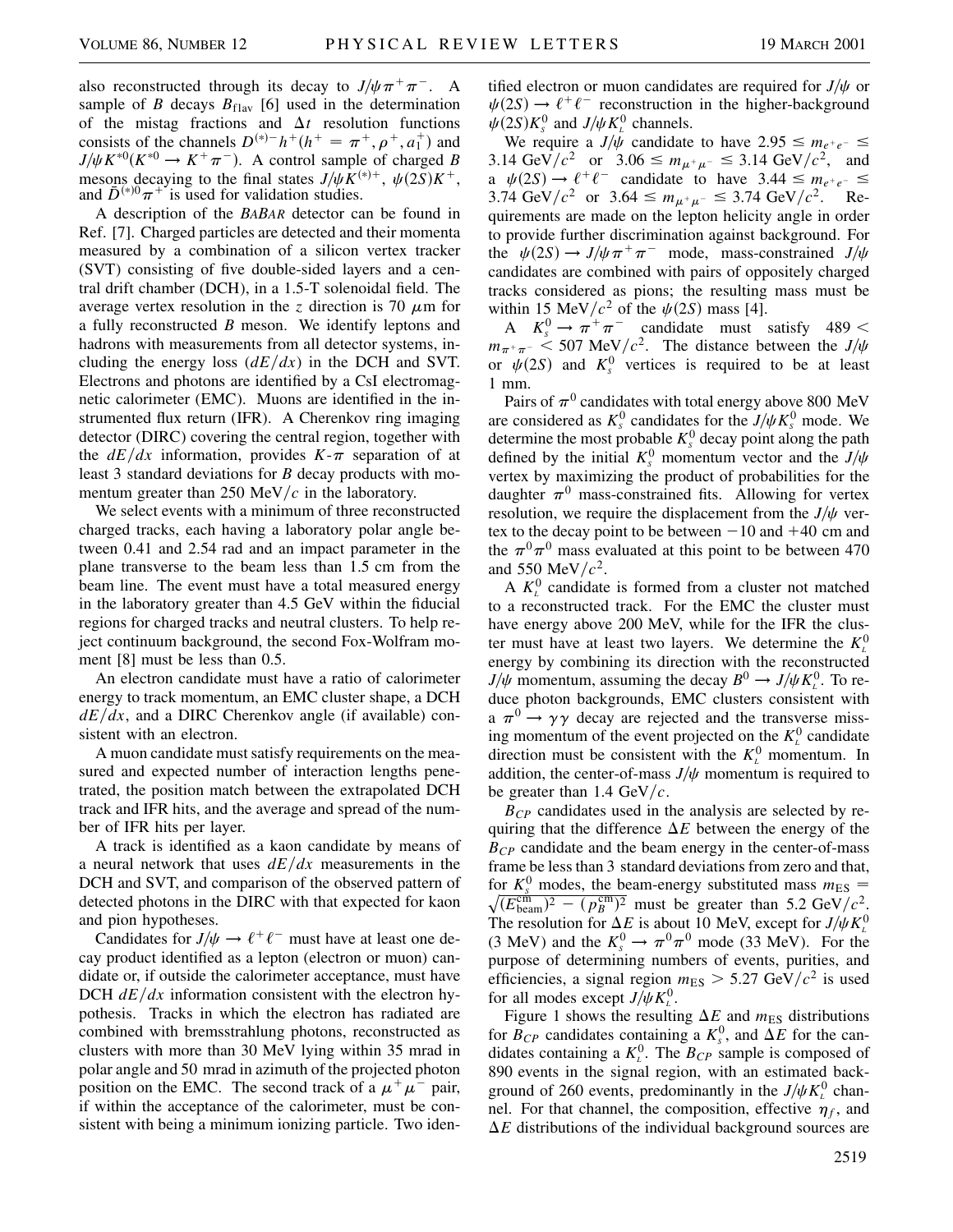also reconstructed through its decay to $J/\psi \pi^+ \pi^-$. A sample of $B$ decays $B_{\rm flav}$ [6] used in the determination of the mistag fractions and $\Delta t$ resolution functions consists of the channels $D^{(*)-} h^+ (h^+ = \pi^+, \rho^+, a_1^+)$ and $J/\psi K^{*0} (K^{*0} \to K^+ \pi^-)$. A control sample of charged $B$ mesons decaying to the final states $J/\psi K^{(*)+}$, $\psi(2S) K^+$, and $\bar{D}^{(*)0} \pi^+$ is used for validation studies.

A description of the *BABAR* detector can be found in Ref. [7]. Charged particles are detected and their momenta measured by a combination of a silicon vertex tracker (SVT) consisting of five double-sided layers and a central drift chamber (DCH), in a 1.5-T solenoidal field. The average vertex resolution in the $z$ direction is 70 $\mu$m for a fully reconstructed $B$ meson. We identify leptons and hadrons with measurements from all detector systems, including the energy loss ($dE/dx$) in the DCH and SVT. Electrons and photons are identified by a CsI electromagnetic calorimeter (EMC). Muons are identified in the instrumented flux return (IFR). A Cherenkov ring imaging detector (DIRC) covering the central region, together with the $dE/dx$ information, provides $K$-$\pi$ separation of at least 3 standard deviations for $B$ decay products with momentum greater than 250 MeV/$c$ in the laboratory.

We select events with a minimum of three reconstructed charged tracks, each having a laboratory polar angle between 0.41 and 2.54 rad and an impact parameter in the plane transverse to the beam less than 1.5 cm from the beam line. The event must have a total measured energy in the laboratory greater than 4.5 GeV within the fiducial regions for charged tracks and neutral clusters. To help reject continuum background, the second Fox-Wolfram moment [8] must be less than 0.5.

An electron candidate must have a ratio of calorimeter energy to track momentum, an EMC cluster shape, a DCH $dE/dx$, and a DIRC Cherenkov angle (if available) consistent with an electron.

A muon candidate must satisfy requirements on the measured and expected number of interaction lengths penetrated, the position match between the extrapolated DCH track and IFR hits, and the average and spread of the number of IFR hits per layer.

A track is identified as a kaon candidate by means of a neural network that uses $dE/dx$ measurements in the DCH and SVT, and comparison of the observed pattern of detected photons in the DIRC with that expected for kaon and pion hypotheses.

Candidates for $J/\psi \to \ell^+ \ell^-$ must have at least one decay product identified as a lepton (electron or muon) candidate or, if outside the calorimeter acceptance, must have DCH $dE/dx$ information consistent with the electron hypothesis. Tracks in which the electron has radiated are combined with bremsstrahlung photons, reconstructed as clusters with more than 30 MeV lying within 35 mrad in polar angle and 50 mrad in azimuth of the projected photon position on the EMC. The second track of a $\mu^+ \mu^-$ pair, if within the acceptance of the calorimeter, must be consistent with being a minimum ionizing particle. Two identified electron or muon candidates are required for $J/\psi$ or $\psi(2S) \to \ell^+ \ell^-$ reconstruction in the higher-background $\psi(2S) K_S^0$ and $J/\psi K_L^0$ channels.

We require a $J/\psi$ candidate to have $2.95 \le m_{e^+e^-} \le 3.14$ GeV/$c^2$ or $3.06 \le m_{\mu^+\mu^-} \le 3.14$ GeV/$c^2$, and a $\psi(2S) \to \ell^+ \ell^-$ candidate to have $3.44 \le m_{e^+e^-} \le 3.74$ GeV/$c^2$ or $3.64 \le m_{\mu^+\mu^-} \le 3.74$ GeV/$c^2$. Requirements are made on the lepton helicity angle in order to provide further discrimination against background. For the $\psi(2S) \to J/\psi \pi^+ \pi^-$ mode, mass-constrained $J/\psi$ candidates are combined with pairs of oppositely charged tracks considered as pions; the resulting mass must be within 15 MeV/$c^2$ of the $\psi(2S)$ mass [4].

A $K_S^0 \to \pi^+ \pi^-$ candidate must satisfy $489 < m_{\pi^+\pi^-} < 507$ MeV/$c^2$. The distance between the $J/\psi$ or $\psi(2S)$ and $K_S^0$ vertices is required to be at least 1 mm.

Pairs of $\pi^0$ candidates with total energy above 800 MeV are considered as $K_S^0$ candidates for the $J/\psi K_S^0$ mode. We determine the most probable $K_S^0$ decay point along the path defined by the initial $K_S^0$ momentum vector and the $J/\psi$ vertex by maximizing the product of probabilities for the daughter $\pi^0$ mass-constrained fits. Allowing for vertex resolution, we require the displacement from the $J/\psi$ vertex to the decay point to be between $-10$ and $+40$ cm and the $\pi^0 \pi^0$ mass evaluated at this point to be between 470 and 550 MeV/$c^2$.

A $K_L^0$ candidate is formed from a cluster not matched to a reconstructed track. For the EMC the cluster must have energy above 200 MeV, while for the IFR the cluster must have at least two layers. We determine the $K_L^0$ energy by combining its direction with the reconstructed $J/\psi$ momentum, assuming the decay $B^0 \to J/\psi K_L^0$. To reduce photon backgrounds, EMC clusters consistent with a $\pi^0 \to \gamma\gamma$ decay are rejected and the transverse missing momentum of the event projected on the $K_L^0$ candidate direction must be consistent with the $K_L^0$ momentum. In addition, the center-of-mass $J/\psi$ momentum is required to be greater than 1.4 GeV/$c$.

$B_{CP}$ candidates used in the analysis are selected by requiring that the difference $\Delta E$ between the energy of the $B_{CP}$ candidate and the beam energy in the center-of-mass frame be less than 3 standard deviations from zero and that, for $K_S^0$ modes, the beam-energy substituted mass $m_{\rm ES} = \sqrt{(E_{\rm beam}^{\rm cm})^2 - (p_B^{\rm cm})^2}$ must be greater than 5.2 GeV/$c^2$. The resolution for $\Delta E$ is about 10 MeV, except for $J/\psi K_L^0$ (3 MeV) and the $K_S^0 \to \pi^0 \pi^0$ mode (33 MeV). For the purpose of determining numbers of events, purities, and efficiencies, a signal region $m_{\rm ES} > 5.27$ GeV/$c^2$ is used for all modes except $J/\psi K_L^0$.

Figure 1 shows the resulting $\Delta E$ and $m_{\rm ES}$ distributions for $B_{CP}$ candidates containing a $K_S^0$, and $\Delta E$ for the candidates containing a $K_L^0$. The $B_{CP}$ sample is composed of 890 events in the signal region, with an estimated background of 260 events, predominantly in the $J/\psi K_L^0$ channel. For that channel, the composition, effective $\eta_f$, and $\Delta E$ distributions of the individual background sources are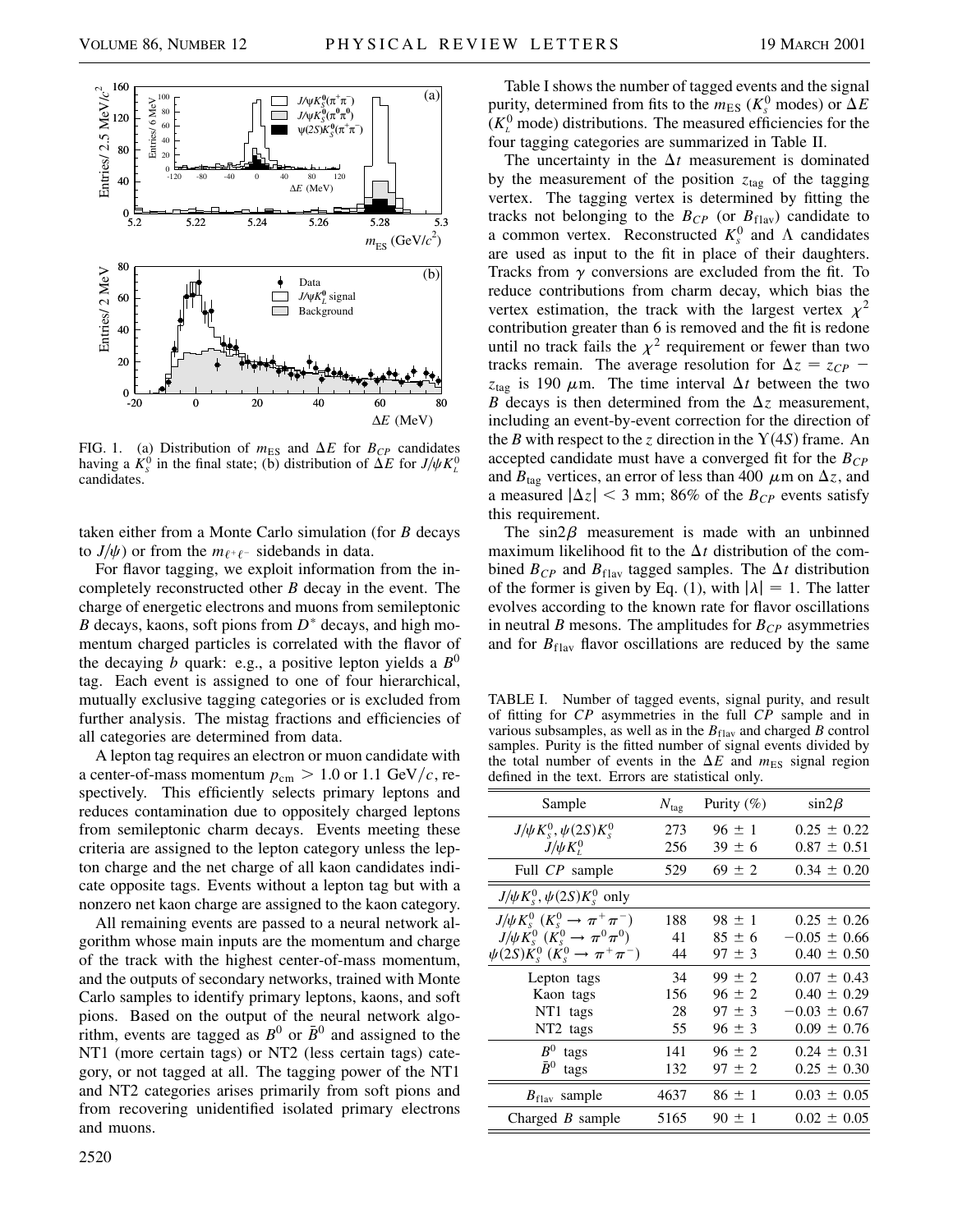FIG. 1. (a) Distribution of $m_{\mathrm{ES}}$ and $\Delta E$ for $B_{CP}$ candidates having a $K_s^0$ in the final state; (b) distribution of $\Delta E$ for $J/\psi K_L^0$ candidates.

taken either from a Monte Carlo simulation (for $B$ decays to $J/\psi$) or from the $m_{\ell^+\ell^-}$ sidebands in data.

For flavor tagging, we exploit information from the incompletely reconstructed other $B$ decay in the event. The charge of energetic electrons and muons from semileptonic $B$ decays, kaons, soft pions from $D^*$ decays, and high momentum charged particles is correlated with the flavor of the decaying $b$ quark: e.g., a positive lepton yields a $B^0$ tag. Each event is assigned to one of four hierarchical, mutually exclusive tagging categories or is excluded from further analysis. The mistag fractions and efficiencies of all categories are determined from data.

A lepton tag requires an electron or muon candidate with a center-of-mass momentum $p_{\mathrm{cm}} > 1.0$ or $1.1\ \mathrm{GeV}/c$, respectively. This efficiently selects primary leptons and reduces contamination due to oppositely charged leptons from semileptonic charm decays. Events meeting these criteria are assigned to the lepton category unless the lepton charge and the net charge of all kaon candidates indicate opposite tags. Events without a lepton tag but with a nonzero net kaon charge are assigned to the kaon category.

All remaining events are passed to a neural network algorithm whose main inputs are the momentum and charge of the track with the highest center-of-mass momentum, and the outputs of secondary networks, trained with Monte Carlo samples to identify primary leptons, kaons, and soft pions. Based on the output of the neural network algorithm, events are tagged as $B^0$ or $\bar{B}^0$ and assigned to the NT1 (more certain tags) or NT2 (less certain tags) category, or not tagged at all. The tagging power of the NT1 and NT2 categories arises primarily from soft pions and from recovering unidentified isolated primary electrons and muons.

Table I shows the number of tagged events and the signal purity, determined from fits to the $m_{\mathrm{ES}}$ ($K_s^0$ modes) or $\Delta E$ ($K_L^0$ mode) distributions. The measured efficiencies for the four tagging categories are summarized in Table II.

The uncertainty in the $\Delta t$ measurement is dominated by the measurement of the position $z_{\mathrm{tag}}$ of the tagging vertex. The tagging vertex is determined by fitting the tracks not belonging to the $B_{CP}$ (or $B_{\mathrm{flav}}$) candidate to a common vertex. Reconstructed $K_s^0$ and $\Lambda$ candidates are used as input to the fit in place of their daughters. Tracks from $\gamma$ conversions are excluded from the fit. To reduce contributions from charm decay, which bias the vertex estimation, the track with the largest vertex $\chi^2$ contribution greater than 6 is removed and the fit is redone until no track fails the $\chi^2$ requirement or fewer than two tracks remain. The average resolution for $\Delta z = z_{CP} - z_{\mathrm{tag}}$ is 190 $\mu$m. The time interval $\Delta t$ between the two $B$ decays is then determined from the $\Delta z$ measurement, including an event-by-event correction for the direction of the $B$ with respect to the $z$ direction in the $\Upsilon(4S)$ frame. An accepted candidate must have a converged fit for the $B_{CP}$ and $B_{\mathrm{tag}}$ vertices, an error of less than 400 $\mu$m on $\Delta z$, and a measured $|\Delta z| < 3$ mm; 86% of the $B_{CP}$ events satisfy this requirement.

The $\sin 2\beta$ measurement is made with an unbinned maximum likelihood fit to the $\Delta t$ distribution of the combined $B_{CP}$ and $B_{\mathrm{flav}}$ tagged samples. The $\Delta t$ distribution of the former is given by Eq. (1), with $|\lambda| = 1$. The latter evolves according to the known rate for flavor oscillations in neutral $B$ mesons. The amplitudes for $B_{CP}$ asymmetries and for $B_{\mathrm{flav}}$ flavor oscillations are reduced by the same

TABLE I. Number of tagged events, signal purity, and result of fitting for $CP$ asymmetries in the full $CP$ sample and in various subsamples, as well as in the $B_{\mathrm{flav}}$ and charged $B$ control samples. Purity is the fitted number of signal events divided by the total number of events in the $\Delta E$ and $m_{\mathrm{ES}}$ signal region defined in the text. Errors are statistical only.

| Sample | $N_{\mathrm{tag}}$ | Purity (%) | $\sin 2\beta$ |
|---|---|---|---|
| $J/\psi K_s^0, \psi(2S)K_s^0$ | 273 | $96 \pm 1$ | $0.25 \pm 0.22$ |
| $J/\psi K_L^0$ | 256 | $39 \pm 6$ | $0.87 \pm 0.51$ |
| Full $CP$ sample | 529 | $69 \pm 2$ | $0.34 \pm 0.20$ |
| $J/\psi K_s^0, \psi(2S)K_s^0$ only | | | |
| $J/\psi K_s^0$ ($K_s^0 \to \pi^+\pi^-$) | 188 | $98 \pm 1$ | $0.25 \pm 0.26$ |
| $J/\psi K_s^0$ ($K_s^0 \to \pi^0\pi^0$) | 41 | $85 \pm 6$ | $-0.05 \pm 0.66$ |
| $\psi(2S)K_s^0$ ($K_s^0 \to \pi^+\pi^-$) | 44 | $97 \pm 3$ | $0.40 \pm 0.50$ |
| Lepton tags | 34 | $99 \pm 2$ | $0.07 \pm 0.43$ |
| Kaon tags | 156 | $96 \pm 2$ | $0.40 \pm 0.29$ |
| NT1 tags | 28 | $97 \pm 3$ | $-0.03 \pm 0.67$ |
| NT2 tags | 55 | $96 \pm 3$ | $0.09 \pm 0.76$ |
| $B^0$ tags | 141 | $96 \pm 2$ | $0.24 \pm 0.31$ |
| $\bar{B}^0$ tags | 132 | $97 \pm 2$ | $0.25 \pm 0.30$ |
| $B_{\mathrm{flav}}$ sample | 4637 | $86 \pm 1$ | $0.03 \pm 0.05$ |
| Charged $B$ sample | 5165 | $90 \pm 1$ | $0.02 \pm 0.05$ |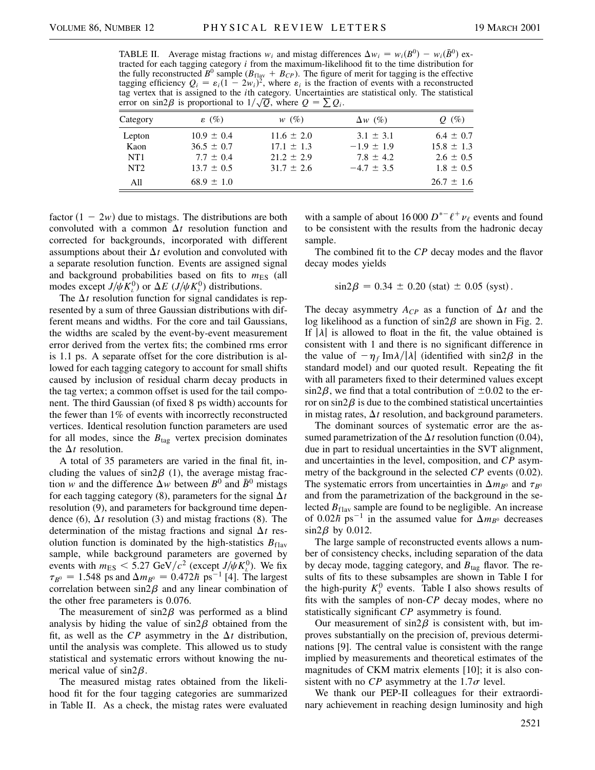TABLE II. Average mistag fractions $w_i$ and mistag differences $\Delta w_i = w_i(B^0) - w_i(\bar{B}^0)$ extracted for each tagging category $i$ from the maximum-likelihood fit to the time distribution for the fully reconstructed $B^0$ sample ($B_{\rm flav} + B_{CP}$). The figure of merit for tagging is the effective tagging efficiency $Q_i = \varepsilon_i(1 - 2w_i)^2$, where $\varepsilon_i$ is the fraction of events with a reconstructed tag vertex that is assigned to the $i$th category. Uncertainties are statistical only. The statistical error on $\sin 2\beta$ is proportional to $1/\sqrt{Q}$, where $Q = \sum Q_i$.

| Category | $\varepsilon$ (%) | $w$ (%) | $\Delta w$ (%) | $Q$ (%) |
|---|---|---|---|---|
| Lepton | $10.9 \pm 0.4$ | $11.6 \pm 2.0$ | $3.1 \pm 3.1$ | $6.4 \pm 0.7$ |
| Kaon | $36.5 \pm 0.7$ | $17.1 \pm 1.3$ | $-1.9 \pm 1.9$ | $15.8 \pm 1.3$ |
| NT1 | $7.7 \pm 0.4$ | $21.2 \pm 2.9$ | $7.8 \pm 4.2$ | $2.6 \pm 0.5$ |
| NT2 | $13.7 \pm 0.5$ | $31.7 \pm 2.6$ | $-4.7 \pm 3.5$ | $1.8 \pm 0.5$ |
| All | $68.9 \pm 1.0$ | | | $26.7 \pm 1.6$ |

factor $(1 - 2w)$ due to mistags. The distributions are both convoluted with a common $\Delta t$ resolution function and corrected for backgrounds, incorporated with different assumptions about their $\Delta t$ evolution and convoluted with a separate resolution function. Events are assigned signal and background probabilities based on fits to $m_{\rm ES}$ (all modes except $J/\psi K_L^0$) or $\Delta E$ ($J/\psi K_L^0$) distributions.

The $\Delta t$ resolution function for signal candidates is represented by a sum of three Gaussian distributions with different means and widths. For the core and tail Gaussians, the widths are scaled by the event-by-event measurement error derived from the vertex fits; the combined rms error is 1.1 ps. A separate offset for the core distribution is allowed for each tagging category to account for small shifts caused by inclusion of residual charm decay products in the tag vertex; a common offset is used for the tail component. The third Gaussian (of fixed 8 ps width) accounts for the fewer than 1% of events with incorrectly reconstructed vertices. Identical resolution function parameters are used for all modes, since the $B_{\rm tag}$ vertex precision dominates the $\Delta t$ resolution.

A total of 35 parameters are varied in the final fit, including the values of $\sin 2\beta$ (1), the average mistag fraction $w$ and the difference $\Delta w$ between $B^0$ and $\bar{B}^0$ mistags for each tagging category (8), parameters for the signal $\Delta t$ resolution (9), and parameters for background time dependence (6), $\Delta t$ resolution (3) and mistag fractions (8). The determination of the mistag fractions and signal $\Delta t$ resolution function is dominated by the high-statistics $B_{\rm flav}$ sample, while background parameters are governed by events with $m_{\rm ES} < 5.27$ GeV$/c^2$ (except $J/\psi K_L^0$). We fix $\tau_{B^0} = 1.548$ ps and $\Delta m_{B^0} = 0.472\hbar$ ps$^{-1}$ [4]. The largest correlation between $\sin 2\beta$ and any linear combination of the other free parameters is 0.076.

The measurement of $\sin 2\beta$ was performed as a blind analysis by hiding the value of $\sin 2\beta$ obtained from the fit, as well as the $CP$ asymmetry in the $\Delta t$ distribution, until the analysis was complete. This allowed us to study statistical and systematic errors without knowing the numerical value of $\sin 2\beta$.

The measured mistag rates obtained from the likelihood fit for the four tagging categories are summarized in Table II. As a check, the mistag rates were evaluated with a sample of about 16 000 $D^{*-}\ell^+\nu_\ell$ events and found to be consistent with the results from the hadronic decay sample.

The combined fit to the $CP$ decay modes and the flavor decay modes yields

$$\sin 2\beta = 0.34 \pm 0.20 \text{ (stat)} \pm 0.05 \text{ (syst)}.$$

The decay asymmetry $A_{CP}$ as a function of $\Delta t$ and the log likelihood as a function of $\sin 2\beta$ are shown in Fig. 2. If $|\lambda|$ is allowed to float in the fit, the value obtained is consistent with 1 and there is no significant difference in the value of $-\eta_f \operatorname{Im}\lambda/|\lambda|$ (identified with $\sin 2\beta$ in the standard model) and our quoted result. Repeating the fit with all parameters fixed to their determined values except $\sin 2\beta$, we find that a total contribution of $\pm 0.02$ to the error on $\sin 2\beta$ is due to the combined statistical uncertainties in mistag rates, $\Delta t$ resolution, and background parameters.

The dominant sources of systematic error are the assumed parametrization of the $\Delta t$ resolution function (0.04), due in part to residual uncertainties in the SVT alignment, and uncertainties in the level, composition, and $CP$ asymmetry of the background in the selected $CP$ events (0.02). The systematic errors from uncertainties in $\Delta m_{B^0}$ and $\tau_{B^0}$ and from the parametrization of the background in the selected $B_{\rm flav}$ sample are found to be negligible. An increase of $0.02\hbar$ ps$^{-1}$ in the assumed value for $\Delta m_{B^0}$ decreases $\sin 2\beta$ by 0.012.

The large sample of reconstructed events allows a number of consistency checks, including separation of the data by decay mode, tagging category, and $B_{\rm tag}$ flavor. The results of fits to these subsamples are shown in Table I for the high-purity $K_S^0$ events. Table I also shows results of fits with the samples of non-$CP$ decay modes, where no statistically significant $CP$ asymmetry is found.

Our measurement of $\sin 2\beta$ is consistent with, but improves substantially on the precision of, previous determinations [9]. The central value is consistent with the range implied by measurements and theoretical estimates of the magnitudes of CKM matrix elements [10]; it is also consistent with no $CP$ asymmetry at the $1.7\sigma$ level.

We thank our PEP-II colleagues for their extraordinary achievement in reaching design luminosity and high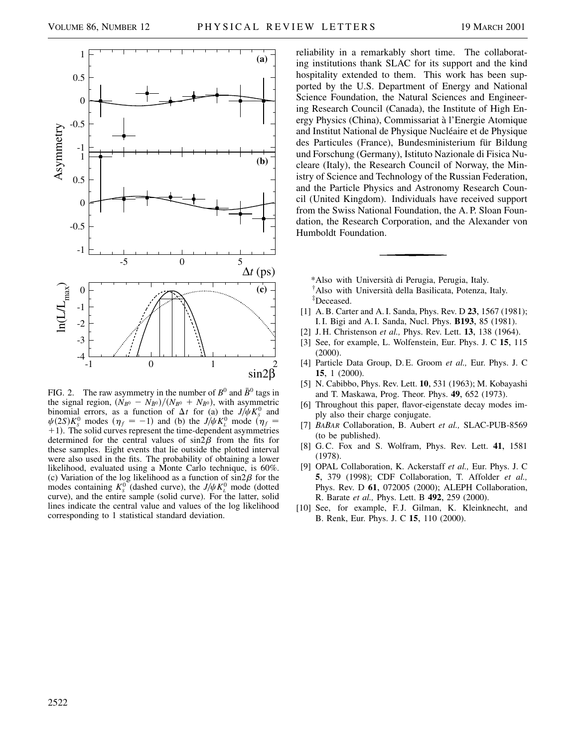(a)

(b)

Asymmetry

1
0.5
0
-0.5
-1

-5
0
5

$\Delta t$ (ps)

(c)

$\ln(L/L_{max})$

0
-1
-2
-3
-4

-1
0
1
2

$\sin 2\beta$

FIG. 2. The raw asymmetry in the number of $B^0$ and $\bar{B}^0$ tags in the signal region, $(N_{B^0} - N_{\bar{B}^0})/(N_{B^0} + N_{\bar{B}^0})$, with asymmetric binomial errors, as a function of $\Delta t$ for (a) the $J/\psi K_S^0$ and $\psi(2S)K_S^0$ modes ($\eta_f = -1$) and (b) the $J/\psi K_L^0$ mode ($\eta_f = +1$). The solid curves represent the time-dependent asymmetries determined for the central values of $\sin 2\beta$ from the fits for these samples. Eight events that lie outside the plotted interval were also used in the fits. The probability of obtaining a lower likelihood, evaluated using a Monte Carlo technique, is 60%. (c) Variation of the log likelihood as a function of $\sin 2\beta$ for the modes containing $K_S^0$ (dashed curve), the $J/\psi K_L^0$ mode (dotted curve), and the entire sample (solid curve). For the latter, solid lines indicate the central value and values of the log likelihood corresponding to 1 statistical standard deviation.

reliability in a remarkably short time. The collaborating institutions thank SLAC for its support and the kind hospitality extended to them. This work has been supported by the U.S. Department of Energy and National Science Foundation, the Natural Sciences and Engineering Research Council (Canada), the Institute of High Energy Physics (China), Commissariat à l'Energie Atomique and Institut National de Physique Nucléaire et de Physique des Particules (France), Bundesministerium für Bildung und Forschung (Germany), Istituto Nazionale di Fisica Nucleare (Italy), the Research Council of Norway, the Ministry of Science and Technology of the Russian Federation, and the Particle Physics and Astronomy Research Council (United Kingdom). Individuals have received support from the Swiss National Foundation, the A. P. Sloan Foundation, the Research Corporation, and the Alexander von Humboldt Foundation.

---

*Also with Università di Perugia, Perugia, Italy.

†Also with Università della Basilicata, Potenza, Italy.

‡Deceased.

[1] A. B. Carter and A. I. Sanda, Phys. Rev. D **23**, 1567 (1981); I. I. Bigi and A. I. Sanda, Nucl. Phys. **B193**, 85 (1981).

[2] J. H. Christenson *et al.,* Phys. Rev. Lett. **13**, 138 (1964).

[3] See, for example, L. Wolfenstein, Eur. Phys. J. C **15**, 115 (2000).

[4] Particle Data Group, D. E. Groom *et al.,* Eur. Phys. J. C **15**, 1 (2000).

[5] N. Cabibbo, Phys. Rev. Lett. **10**, 531 (1963); M. Kobayashi and T. Maskawa, Prog. Theor. Phys. **49**, 652 (1973).

[6] Throughout this paper, flavor-eigenstate decay modes imply also their charge conjugate.

[7] *BABAR* Collaboration, B. Aubert *et al.,* SLAC-PUB-8569 (to be published).

[8] G. C. Fox and S. Wolfram, Phys. Rev. Lett. **41**, 1581 (1978).

[9] OPAL Collaboration, K. Ackerstaff *et al.,* Eur. Phys. J. C **5**, 379 (1998); CDF Collaboration, T. Affolder *et al.,* Phys. Rev. D **61**, 072005 (2000); ALEPH Collaboration, R. Barate *et al.,* Phys. Lett. B **492**, 259 (2000).

[10] See, for example, F. J. Gilman, K. Kleinknecht, and B. Renk, Eur. Phys. J. C **15**, 110 (2000).